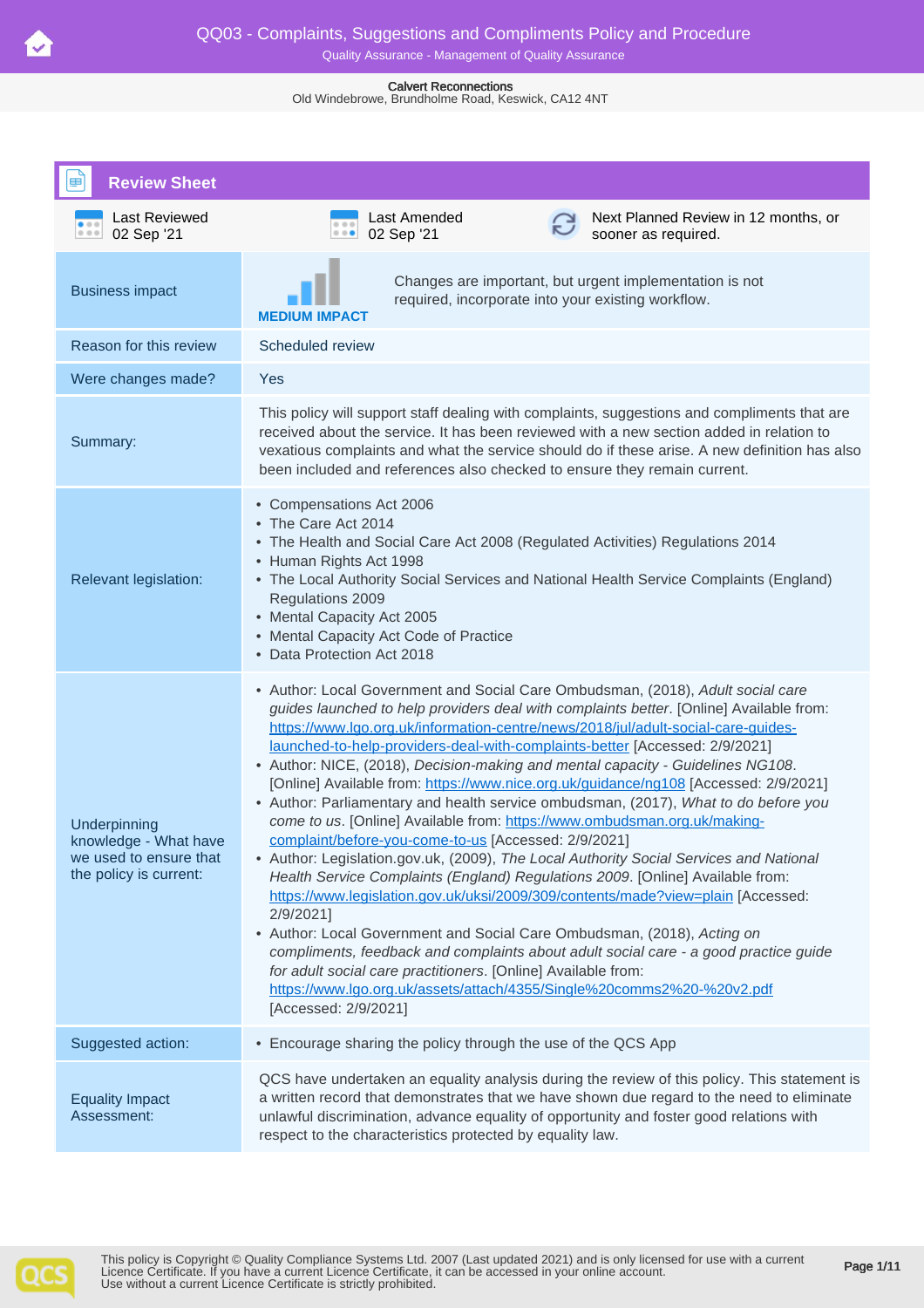# QQ03 - Complaints, Suggestions and Compliments Policy and Procedure

Quality Assurance - Management of Quality Assurance

**Calvert Reconnections**
Old Windebrowe, Brundholme Road, Keswick, CA12 4NT

## Review Sheet

| Last Reviewed | Last Amended | Next Planned Review in 12 months, or sooner as required. |
|---|---|---|
| 02 Sep '21 | 02 Sep '21 | |

| | |
|---|---|
| Business impact | MEDIUM IMPACT — Changes are important, but urgent implementation is not required, incorporate into your existing workflow. |
| Reason for this review | Scheduled review |
| Were changes made? | Yes |
| Summary: | This policy will support staff dealing with complaints, suggestions and compliments that are received about the service. It has been reviewed with a new section added in relation to vexatious complaints and what the service should do if these arise. A new definition has also been included and references also checked to ensure they remain current. |
| Relevant legislation: | • Compensations Act 2006<br>• The Care Act 2014<br>• The Health and Social Care Act 2008 (Regulated Activities) Regulations 2014<br>• Human Rights Act 1998<br>• The Local Authority Social Services and National Health Service Complaints (England) Regulations 2009<br>• Mental Capacity Act 2005<br>• Mental Capacity Act Code of Practice<br>• Data Protection Act 2018 |
| Underpinning knowledge - What have we used to ensure that the policy is current: | • Author: Local Government and Social Care Ombudsman, (2018), *Adult social care guides launched to help providers deal with complaints better*. [Online] Available from: https://www.lgo.org.uk/information-centre/news/2018/jul/adult-social-care-guides-launched-to-help-providers-deal-with-complaints-better [Accessed: 2/9/2021]<br>• Author: NICE, (2018), *Decision-making and mental capacity - Guidelines NG108*. [Online] Available from: https://www.nice.org.uk/guidance/ng108 [Accessed: 2/9/2021]<br>• Author: Parliamentary and health service ombudsman, (2017), *What to do before you come to us*. [Online] Available from: https://www.ombudsman.org.uk/making-complaint/before-you-come-to-us [Accessed: 2/9/2021]<br>• Author: Legislation.gov.uk, (2009), *The Local Authority Social Services and National Health Service Complaints (England) Regulations 2009*. [Online] Available from: https://www.legislation.gov.uk/uksi/2009/309/contents/made?view=plain [Accessed: 2/9/2021]<br>• Author: Local Government and Social Care Ombudsman, (2018), *Acting on compliments, feedback and complaints about adult social care - a good practice guide for adult social care practitioners*. [Online] Available from: https://www.lgo.org.uk/assets/attach/4355/Single%20comms2%20-%20v2.pdf [Accessed: 2/9/2021] |
| Suggested action: | • Encourage sharing the policy through the use of the QCS App |
| Equality Impact Assessment: | QCS have undertaken an equality analysis during the review of this policy. This statement is a written record that demonstrates that we have shown due regard to the need to eliminate unlawful discrimination, advance equality of opportunity and foster good relations with respect to the characteristics protected by equality law. |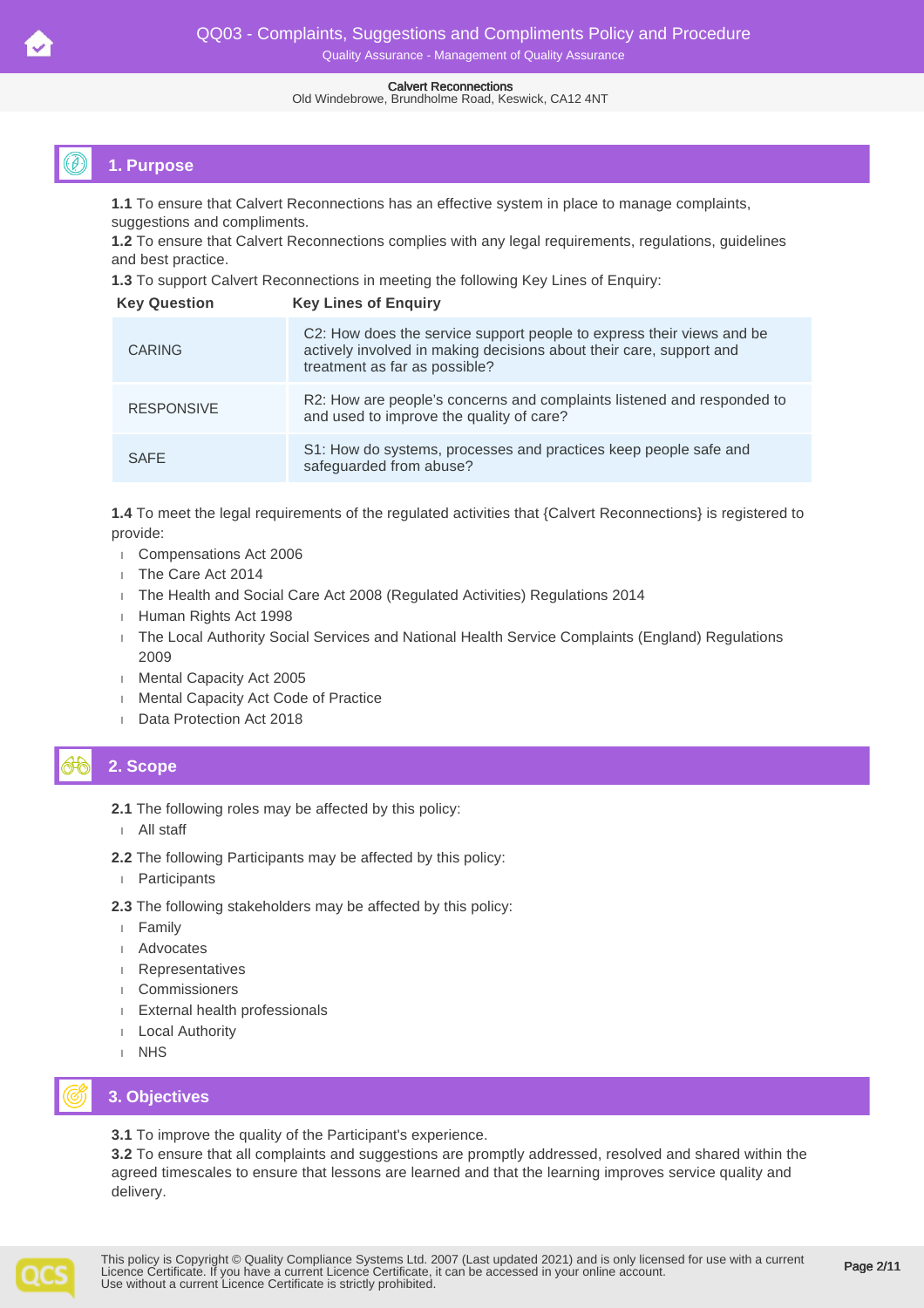## 1. Purpose

**1.1** To ensure that Calvert Reconnections has an effective system in place to manage complaints, suggestions and compliments.
**1.2** To ensure that Calvert Reconnections complies with any legal requirements, regulations, guidelines and best practice.
**1.3** To support Calvert Reconnections in meeting the following Key Lines of Enquiry:

| Key Question | Key Lines of Enquiry |
|---|---|
| CARING | C2: How does the service support people to express their views and be actively involved in making decisions about their care, support and treatment as far as possible? |
| RESPONSIVE | R2: How are people's concerns and complaints listened and responded to and used to improve the quality of care? |
| SAFE | S1: How do systems, processes and practices keep people safe and safeguarded from abuse? |

**1.4** To meet the legal requirements of the regulated activities that {Calvert Reconnections} is registered to provide:

- Compensations Act 2006
- The Care Act 2014
- The Health and Social Care Act 2008 (Regulated Activities) Regulations 2014
- Human Rights Act 1998
- The Local Authority Social Services and National Health Service Complaints (England) Regulations 2009
- Mental Capacity Act 2005
- Mental Capacity Act Code of Practice
- Data Protection Act 2018

## 2. Scope

**2.1** The following roles may be affected by this policy:

- All staff

**2.2** The following Participants may be affected by this policy:

- Participants

**2.3** The following stakeholders may be affected by this policy:

- Family
- Advocates
- Representatives
- Commissioners
- External health professionals
- Local Authority
- NHS

## 3. Objectives

**3.1** To improve the quality of the Participant's experience.
**3.2** To ensure that all complaints and suggestions are promptly addressed, resolved and shared within the agreed timescales to ensure that lessons are learned and that the learning improves service quality and delivery.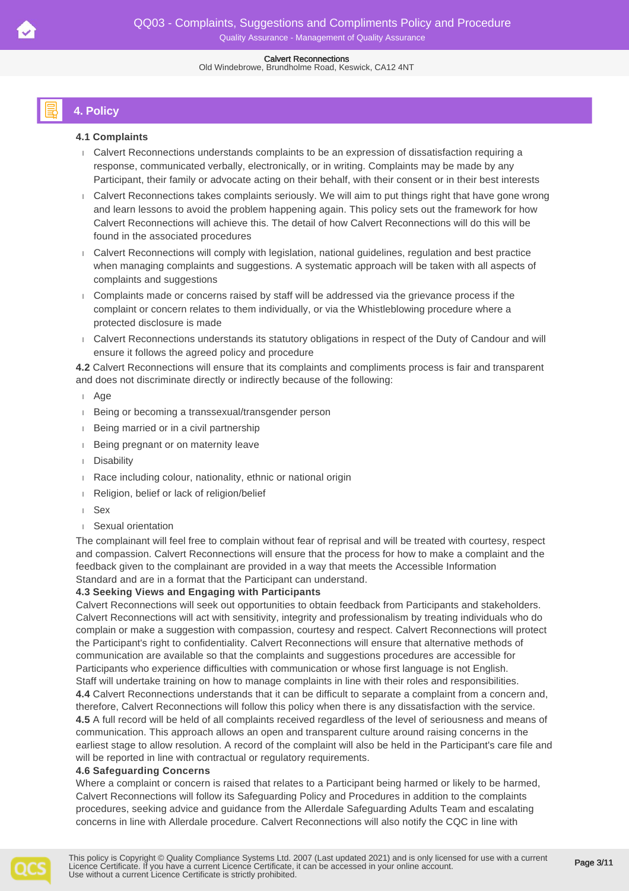## 4. Policy

**4.1 Complaints**

- Calvert Reconnections understands complaints to be an expression of dissatisfaction requiring a response, communicated verbally, electronically, or in writing. Complaints may be made by any Participant, their family or advocate acting on their behalf, with their consent or in their best interests
- Calvert Reconnections takes complaints seriously. We will aim to put things right that have gone wrong and learn lessons to avoid the problem happening again. This policy sets out the framework for how Calvert Reconnections will achieve this. The detail of how Calvert Reconnections will do this will be found in the associated procedures
- Calvert Reconnections will comply with legislation, national guidelines, regulation and best practice when managing complaints and suggestions. A systematic approach will be taken with all aspects of complaints and suggestions
- Complaints made or concerns raised by staff will be addressed via the grievance process if the complaint or concern relates to them individually, or via the Whistleblowing procedure where a protected disclosure is made
- Calvert Reconnections understands its statutory obligations in respect of the Duty of Candour and will ensure it follows the agreed policy and procedure

**4.2** Calvert Reconnections will ensure that its complaints and compliments process is fair and transparent and does not discriminate directly or indirectly because of the following:

- Age
- Being or becoming a transsexual/transgender person
- Being married or in a civil partnership
- Being pregnant or on maternity leave
- Disability
- Race including colour, nationality, ethnic or national origin
- Religion, belief or lack of religion/belief
- Sex
- Sexual orientation

The complainant will feel free to complain without fear of reprisal and will be treated with courtesy, respect and compassion. Calvert Reconnections will ensure that the process for how to make a complaint and the feedback given to the complainant are provided in a way that meets the Accessible Information Standard and are in a format that the Participant can understand.

**4.3 Seeking Views and Engaging with Participants**

Calvert Reconnections will seek out opportunities to obtain feedback from Participants and stakeholders. Calvert Reconnections will act with sensitivity, integrity and professionalism by treating individuals who do complain or make a suggestion with compassion, courtesy and respect. Calvert Reconnections will protect the Participant's right to confidentiality. Calvert Reconnections will ensure that alternative methods of communication are available so that the complaints and suggestions procedures are accessible for Participants who experience difficulties with communication or whose first language is not English.
Staff will undertake training on how to manage complaints in line with their roles and responsibilities.

**4.4** Calvert Reconnections understands that it can be difficult to separate a complaint from a concern and, therefore, Calvert Reconnections will follow this policy when there is any dissatisfaction with the service.

**4.5** A full record will be held of all complaints received regardless of the level of seriousness and means of communication. This approach allows an open and transparent culture around raising concerns in the earliest stage to allow resolution. A record of the complaint will also be held in the Participant's care file and will be reported in line with contractual or regulatory requirements.

**4.6 Safeguarding Concerns**

Where a complaint or concern is raised that relates to a Participant being harmed or likely to be harmed, Calvert Reconnections will follow its Safeguarding Policy and Procedures in addition to the complaints procedures, seeking advice and guidance from the Allerdale Safeguarding Adults Team and escalating concerns in line with Allerdale procedure. Calvert Reconnections will also notify the CQC in line with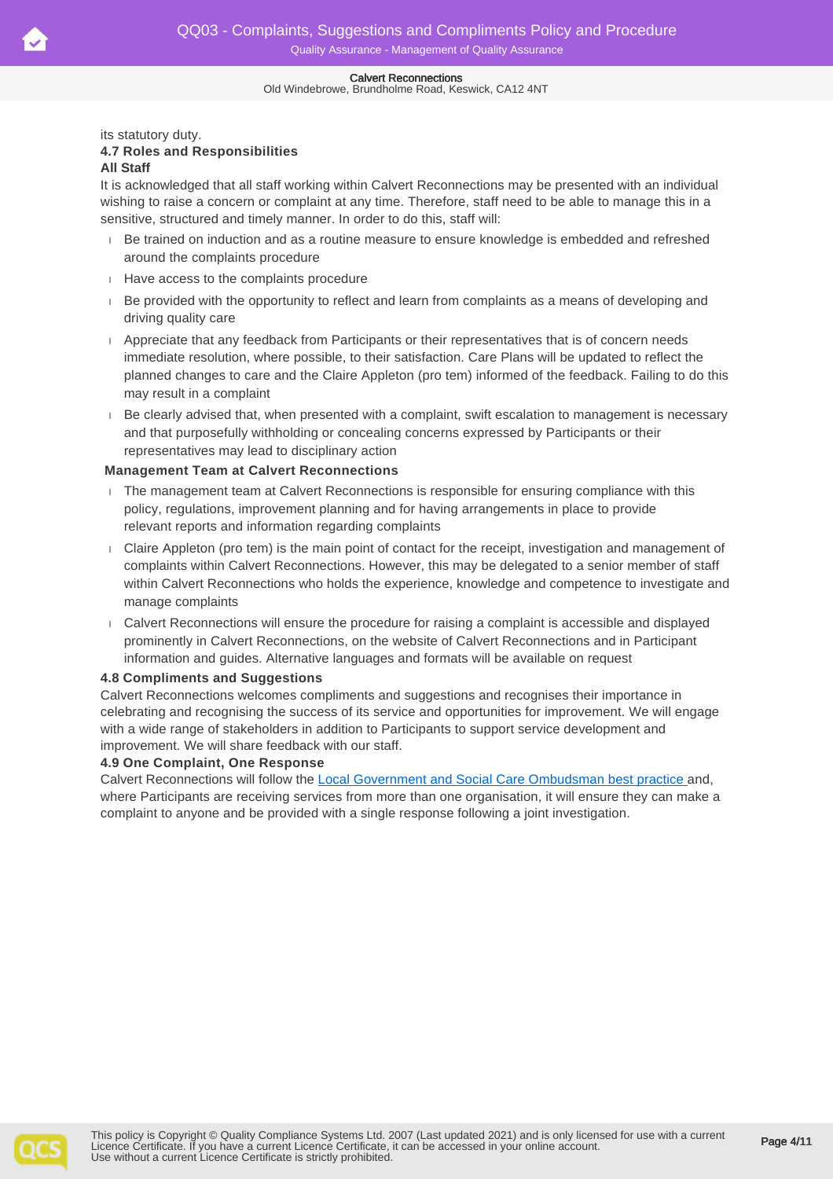its statutory duty.

#### 4.7 Roles and Responsibilities

**All Staff**

It is acknowledged that all staff working within Calvert Reconnections may be presented with an individual wishing to raise a concern or complaint at any time. Therefore, staff need to be able to manage this in a sensitive, structured and timely manner. In order to do this, staff will:

- Be trained on induction and as a routine measure to ensure knowledge is embedded and refreshed around the complaints procedure
- Have access to the complaints procedure
- Be provided with the opportunity to reflect and learn from complaints as a means of developing and driving quality care
- Appreciate that any feedback from Participants or their representatives that is of concern needs immediate resolution, where possible, to their satisfaction. Care Plans will be updated to reflect the planned changes to care and the Claire Appleton (pro tem) informed of the feedback. Failing to do this may result in a complaint
- Be clearly advised that, when presented with a complaint, swift escalation to management is necessary and that purposefully withholding or concealing concerns expressed by Participants or their representatives may lead to disciplinary action

**Management Team at Calvert Reconnections**

- The management team at Calvert Reconnections is responsible for ensuring compliance with this policy, regulations, improvement planning and for having arrangements in place to provide relevant reports and information regarding complaints
- Claire Appleton (pro tem) is the main point of contact for the receipt, investigation and management of complaints within Calvert Reconnections. However, this may be delegated to a senior member of staff within Calvert Reconnections who holds the experience, knowledge and competence to investigate and manage complaints
- Calvert Reconnections will ensure the procedure for raising a complaint is accessible and displayed prominently in Calvert Reconnections, on the website of Calvert Reconnections and in Participant information and guides. Alternative languages and formats will be available on request

#### 4.8 Compliments and Suggestions

Calvert Reconnections welcomes compliments and suggestions and recognises their importance in celebrating and recognising the success of its service and opportunities for improvement. We will engage with a wide range of stakeholders in addition to Participants to support service development and improvement. We will share feedback with our staff.

#### 4.9 One Complaint, One Response

Calvert Reconnections will follow the Local Government and Social Care Ombudsman best practice and, where Participants are receiving services from more than one organisation, it will ensure they can make a complaint to anyone and be provided with a single response following a joint investigation.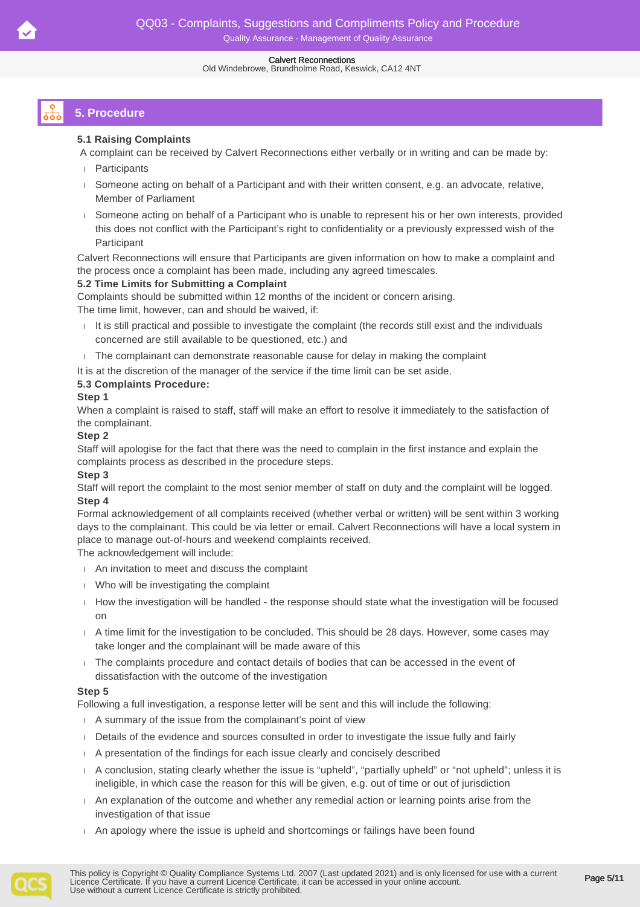## 5. Procedure

**5.1 Raising Complaints**

A complaint can be received by Calvert Reconnections either verbally or in writing and can be made by:

- Participants
- Someone acting on behalf of a Participant and with their written consent, e.g. an advocate, relative, Member of Parliament
- Someone acting on behalf of a Participant who is unable to represent his or her own interests, provided this does not conflict with the Participant's right to confidentiality or a previously expressed wish of the Participant

Calvert Reconnections will ensure that Participants are given information on how to make a complaint and the process once a complaint has been made, including any agreed timescales.

**5.2 Time Limits for Submitting a Complaint**

Complaints should be submitted within 12 months of the incident or concern arising.

The time limit, however, can and should be waived, if:

- It is still practical and possible to investigate the complaint (the records still exist and the individuals concerned are still available to be questioned, etc.) and
- The complainant can demonstrate reasonable cause for delay in making the complaint

It is at the discretion of the manager of the service if the time limit can be set aside.

**5.3 Complaints Procedure:**

**Step 1**

When a complaint is raised to staff, staff will make an effort to resolve it immediately to the satisfaction of the complainant.

**Step 2**

Staff will apologise for the fact that there was the need to complain in the first instance and explain the complaints process as described in the procedure steps.

**Step 3**

Staff will report the complaint to the most senior member of staff on duty and the complaint will be logged.

**Step 4**

Formal acknowledgement of all complaints received (whether verbal or written) will be sent within 3 working days to the complainant. This could be via letter or email. Calvert Reconnections will have a local system in place to manage out-of-hours and weekend complaints received.

The acknowledgement will include:

- An invitation to meet and discuss the complaint
- Who will be investigating the complaint
- How the investigation will be handled - the response should state what the investigation will be focused on
- A time limit for the investigation to be concluded. This should be 28 days. However, some cases may take longer and the complainant will be made aware of this
- The complaints procedure and contact details of bodies that can be accessed in the event of dissatisfaction with the outcome of the investigation

**Step 5**

Following a full investigation, a response letter will be sent and this will include the following:

- A summary of the issue from the complainant's point of view
- Details of the evidence and sources consulted in order to investigate the issue fully and fairly
- A presentation of the findings for each issue clearly and concisely described
- A conclusion, stating clearly whether the issue is "upheld", "partially upheld" or "not upheld"; unless it is ineligible, in which case the reason for this will be given, e.g. out of time or out of jurisdiction
- An explanation of the outcome and whether any remedial action or learning points arise from the investigation of that issue
- An apology where the issue is upheld and shortcomings or failings have been found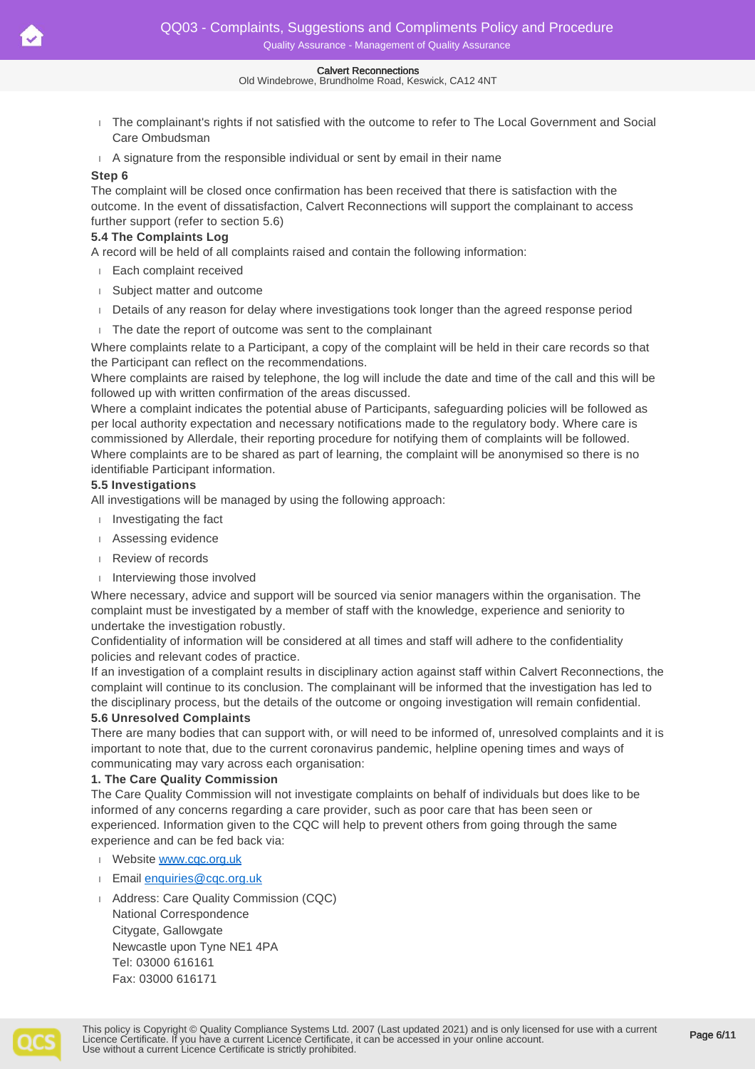- The complainant's rights if not satisfied with the outcome to refer to The Local Government and Social Care Ombudsman
- A signature from the responsible individual or sent by email in their name

**Step 6**

The complaint will be closed once confirmation has been received that there is satisfaction with the outcome. In the event of dissatisfaction, Calvert Reconnections will support the complainant to access further support (refer to section 5.6)

### 5.4 The Complaints Log

A record will be held of all complaints raised and contain the following information:

- Each complaint received
- Subject matter and outcome
- Details of any reason for delay where investigations took longer than the agreed response period
- The date the report of outcome was sent to the complainant

Where complaints relate to a Participant, a copy of the complaint will be held in their care records so that the Participant can reflect on the recommendations.

Where complaints are raised by telephone, the log will include the date and time of the call and this will be followed up with written confirmation of the areas discussed.

Where a complaint indicates the potential abuse of Participants, safeguarding policies will be followed as per local authority expectation and necessary notifications made to the regulatory body. Where care is commissioned by Allerdale, their reporting procedure for notifying them of complaints will be followed.

Where complaints are to be shared as part of learning, the complaint will be anonymised so there is no identifiable Participant information.

### 5.5 Investigations

All investigations will be managed by using the following approach:

- Investigating the fact
- Assessing evidence
- Review of records
- Interviewing those involved

Where necessary, advice and support will be sourced via senior managers within the organisation. The complaint must be investigated by a member of staff with the knowledge, experience and seniority to undertake the investigation robustly.

Confidentiality of information will be considered at all times and staff will adhere to the confidentiality policies and relevant codes of practice.

If an investigation of a complaint results in disciplinary action against staff within Calvert Reconnections, the complaint will continue to its conclusion. The complainant will be informed that the investigation has led to the disciplinary process, but the details of the outcome or ongoing investigation will remain confidential.

### 5.6 Unresolved Complaints

There are many bodies that can support with, or will need to be informed of, unresolved complaints and it is important to note that, due to the current coronavirus pandemic, helpline opening times and ways of communicating may vary across each organisation:

**1. The Care Quality Commission**

The Care Quality Commission will not investigate complaints on behalf of individuals but does like to be informed of any concerns regarding a care provider, such as poor care that has been seen or experienced. Information given to the CQC will help to prevent others from going through the same experience and can be fed back via:

- Website [www.cqc.org.uk](www.cqc.org.uk)
- Email [enquiries@cqc.org.uk](mailto:enquiries@cqc.org.uk)
- Address: Care Quality Commission (CQC)
  National Correspondence
  Citygate, Gallowgate
  Newcastle upon Tyne NE1 4PA
  Tel: 03000 616161
  Fax: 03000 616171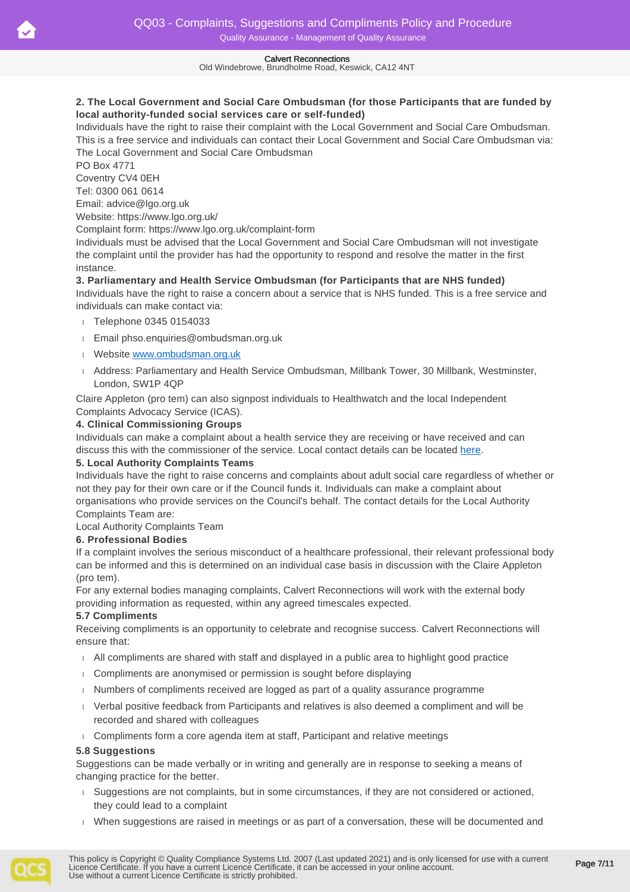**2. The Local Government and Social Care Ombudsman (for those Participants that are funded by local authority-funded social services care or self-funded)**

Individuals have the right to raise their complaint with the Local Government and Social Care Ombudsman. This is a free service and individuals can contact their Local Government and Social Care Ombudsman via:
The Local Government and Social Care Ombudsman
PO Box 4771
Coventry CV4 0EH
Tel: 0300 061 0614
Email: advice@lgo.org.uk
Website: https://www.lgo.org.uk/
Complaint form: https://www.lgo.org.uk/complaint-form
Individuals must be advised that the Local Government and Social Care Ombudsman will not investigate the complaint until the provider has had the opportunity to respond and resolve the matter in the first instance.

**3. Parliamentary and Health Service Ombudsman (for Participants that are NHS funded)**

Individuals have the right to raise a concern about a service that is NHS funded. This is a free service and individuals can make contact via:

- Telephone 0345 0154033
- Email phso.enquiries@ombudsman.org.uk
- Website [www.ombudsman.org.uk](www.ombudsman.org.uk)
- Address: Parliamentary and Health Service Ombudsman, Millbank Tower, 30 Millbank, Westminster, London, SW1P 4QP

Claire Appleton (pro tem) can also signpost individuals to Healthwatch and the local Independent Complaints Advocacy Service (ICAS).

**4. Clinical Commissioning Groups**

Individuals can make a complaint about a health service they are receiving or have received and can discuss this with the commissioner of the service. Local contact details can be located here.

**5. Local Authority Complaints Teams**

Individuals have the right to raise concerns and complaints about adult social care regardless of whether or not they pay for their own care or if the Council funds it. Individuals can make a complaint about organisations who provide services on the Council's behalf. The contact details for the Local Authority Complaints Team are:
Local Authority Complaints Team

**6. Professional Bodies**

If a complaint involves the serious misconduct of a healthcare professional, their relevant professional body can be informed and this is determined on an individual case basis in discussion with the Claire Appleton (pro tem).

For any external bodies managing complaints, Calvert Reconnections will work with the external body providing information as requested, within any agreed timescales expected.

**5.7 Compliments**

Receiving compliments is an opportunity to celebrate and recognise success. Calvert Reconnections will ensure that:

- All compliments are shared with staff and displayed in a public area to highlight good practice
- Compliments are anonymised or permission is sought before displaying
- Numbers of compliments received are logged as part of a quality assurance programme
- Verbal positive feedback from Participants and relatives is also deemed a compliment and will be recorded and shared with colleagues
- Compliments form a core agenda item at staff, Participant and relative meetings

**5.8 Suggestions**

Suggestions can be made verbally or in writing and generally are in response to seeking a means of changing practice for the better.

- Suggestions are not complaints, but in some circumstances, if they are not considered or actioned, they could lead to a complaint
- When suggestions are raised in meetings or as part of a conversation, these will be documented and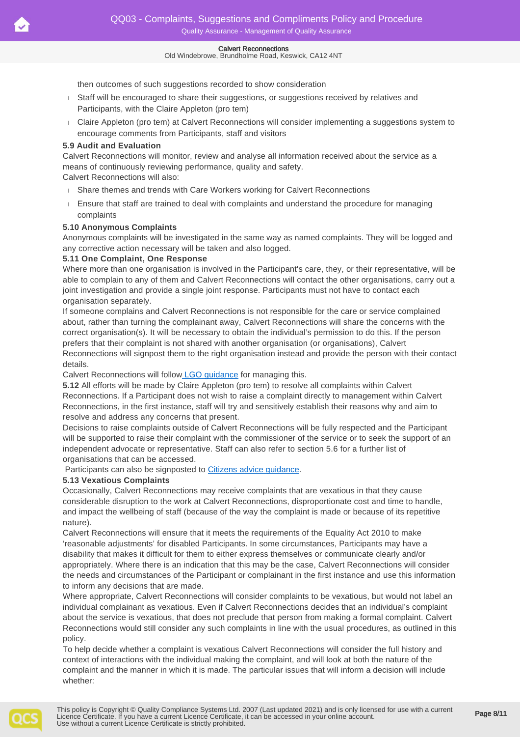then outcomes of such suggestions recorded to show consideration

- Staff will be encouraged to share their suggestions, or suggestions received by relatives and Participants, with the Claire Appleton (pro tem)
- Claire Appleton (pro tem) at Calvert Reconnections will consider implementing a suggestions system to encourage comments from Participants, staff and visitors

**5.9 Audit and Evaluation**

Calvert Reconnections will monitor, review and analyse all information received about the service as a means of continuously reviewing performance, quality and safety.

Calvert Reconnections will also:

- Share themes and trends with Care Workers working for Calvert Reconnections
- Ensure that staff are trained to deal with complaints and understand the procedure for managing complaints

**5.10 Anonymous Complaints**

Anonymous complaints will be investigated in the same way as named complaints. They will be logged and any corrective action necessary will be taken and also logged.

**5.11 One Complaint, One Response**

Where more than one organisation is involved in the Participant's care, they, or their representative, will be able to complain to any of them and Calvert Reconnections will contact the other organisations, carry out a joint investigation and provide a single joint response. Participants must not have to contact each organisation separately.

If someone complains and Calvert Reconnections is not responsible for the care or service complained about, rather than turning the complainant away, Calvert Reconnections will share the concerns with the correct organisation(s). It will be necessary to obtain the individual's permission to do this. If the person prefers that their complaint is not shared with another organisation (or organisations), Calvert Reconnections will signpost them to the right organisation instead and provide the person with their contact details.

Calvert Reconnections will follow LGO guidance for managing this.

**5.12** All efforts will be made by Claire Appleton (pro tem) to resolve all complaints within Calvert Reconnections. If a Participant does not wish to raise a complaint directly to management within Calvert Reconnections, in the first instance, staff will try and sensitively establish their reasons why and aim to resolve and address any concerns that present.

Decisions to raise complaints outside of Calvert Reconnections will be fully respected and the Participant will be supported to raise their complaint with the commissioner of the service or to seek the support of an independent advocate or representative. Staff can also refer to section 5.6 for a further list of organisations that can be accessed.

Participants can also be signposted to Citizens advice guidance.

**5.13 Vexatious Complaints**

Occasionally, Calvert Reconnections may receive complaints that are vexatious in that they cause considerable disruption to the work at Calvert Reconnections, disproportionate cost and time to handle, and impact the wellbeing of staff (because of the way the complaint is made or because of its repetitive nature).

Calvert Reconnections will ensure that it meets the requirements of the Equality Act 2010 to make 'reasonable adjustments' for disabled Participants. In some circumstances, Participants may have a disability that makes it difficult for them to either express themselves or communicate clearly and/or appropriately. Where there is an indication that this may be the case, Calvert Reconnections will consider the needs and circumstances of the Participant or complainant in the first instance and use this information to inform any decisions that are made.

Where appropriate, Calvert Reconnections will consider complaints to be vexatious, but would not label an individual complainant as vexatious. Even if Calvert Reconnections decides that an individual's complaint about the service is vexatious, that does not preclude that person from making a formal complaint. Calvert Reconnections would still consider any such complaints in line with the usual procedures, as outlined in this policy.

To help decide whether a complaint is vexatious Calvert Reconnections will consider the full history and context of interactions with the individual making the complaint, and will look at both the nature of the complaint and the manner in which it is made. The particular issues that will inform a decision will include whether: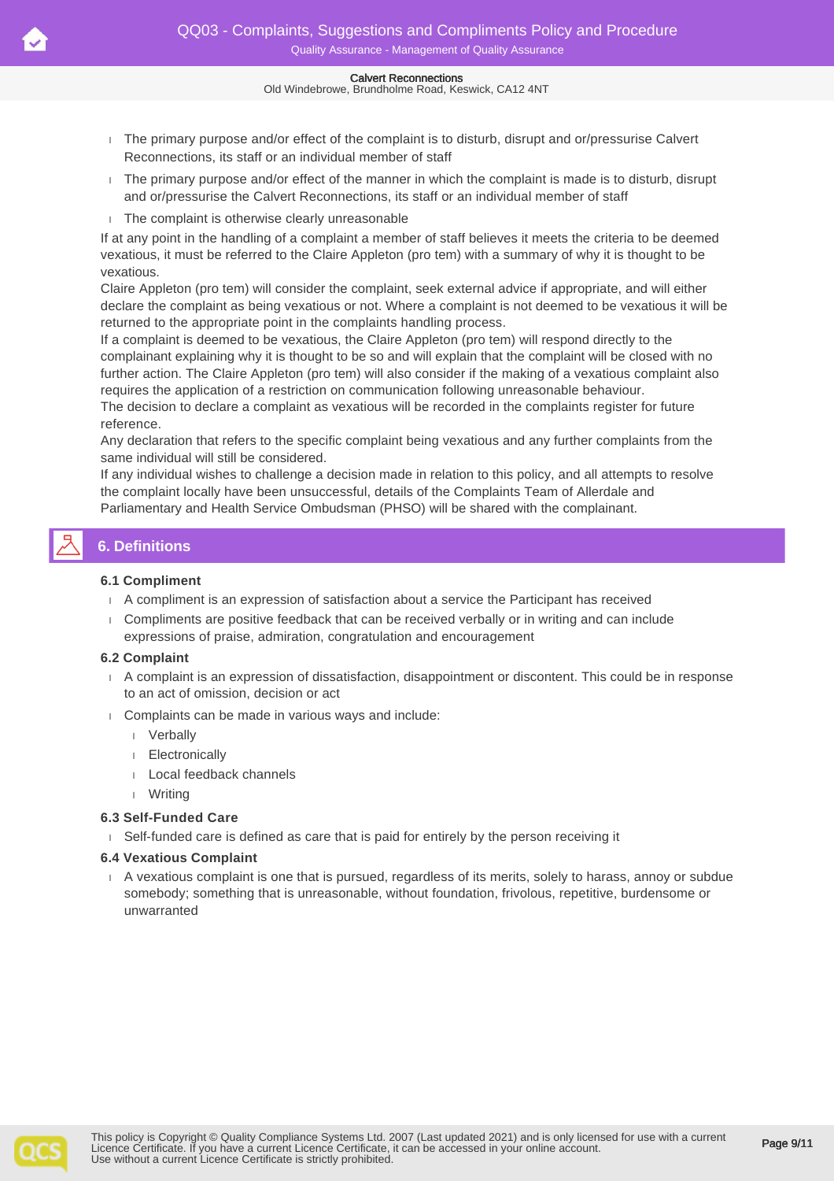- The primary purpose and/or effect of the complaint is to disturb, disrupt and or/pressurise Calvert Reconnections, its staff or an individual member of staff
- The primary purpose and/or effect of the manner in which the complaint is made is to disturb, disrupt and or/pressurise the Calvert Reconnections, its staff or an individual member of staff
- The complaint is otherwise clearly unreasonable

If at any point in the handling of a complaint a member of staff believes it meets the criteria to be deemed vexatious, it must be referred to the Claire Appleton (pro tem) with a summary of why it is thought to be vexatious.

Claire Appleton (pro tem) will consider the complaint, seek external advice if appropriate, and will either declare the complaint as being vexatious or not. Where a complaint is not deemed to be vexatious it will be returned to the appropriate point in the complaints handling process.

If a complaint is deemed to be vexatious, the Claire Appleton (pro tem) will respond directly to the complainant explaining why it is thought to be so and will explain that the complaint will be closed with no further action. The Claire Appleton (pro tem) will also consider if the making of a vexatious complaint also requires the application of a restriction on communication following unreasonable behaviour.

The decision to declare a complaint as vexatious will be recorded in the complaints register for future reference.

Any declaration that refers to the specific complaint being vexatious and any further complaints from the same individual will still be considered.

If any individual wishes to challenge a decision made in relation to this policy, and all attempts to resolve the complaint locally have been unsuccessful, details of the Complaints Team of Allerdale and Parliamentary and Health Service Ombudsman (PHSO) will be shared with the complainant.

## 6. Definitions

### 6.1 Compliment

- A compliment is an expression of satisfaction about a service the Participant has received
- Compliments are positive feedback that can be received verbally or in writing and can include expressions of praise, admiration, congratulation and encouragement

### 6.2 Complaint

- A complaint is an expression of dissatisfaction, disappointment or discontent. This could be in response to an act of omission, decision or act
- Complaints can be made in various ways and include:
  - Verbally
  - Electronically
  - Local feedback channels
  - Writing

### 6.3 Self-Funded Care

- Self-funded care is defined as care that is paid for entirely by the person receiving it

### 6.4 Vexatious Complaint

- A vexatious complaint is one that is pursued, regardless of its merits, solely to harass, annoy or subdue somebody; something that is unreasonable, without foundation, frivolous, repetitive, burdensome or unwarranted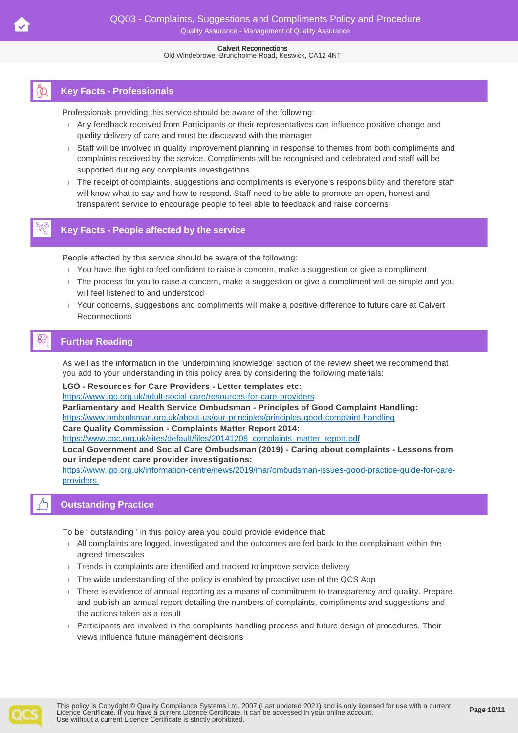## Key Facts - Professionals

Professionals providing this service should be aware of the following:

- Any feedback received from Participants or their representatives can influence positive change and quality delivery of care and must be discussed with the manager
- Staff will be involved in quality improvement planning in response to themes from both compliments and complaints received by the service. Compliments will be recognised and celebrated and staff will be supported during any complaints investigations
- The receipt of complaints, suggestions and compliments is everyone's responsibility and therefore staff will know what to say and how to respond. Staff need to be able to promote an open, honest and transparent service to encourage people to feel able to feedback and raise concerns

## Key Facts - People affected by the service

People affected by this service should be aware of the following:

- You have the right to feel confident to raise a concern, make a suggestion or give a compliment
- The process for you to raise a concern, make a suggestion or give a compliment will be simple and you will feel listened to and understood
- Your concerns, suggestions and compliments will make a positive difference to future care at Calvert Reconnections

## Further Reading

As well as the information in the 'underpinning knowledge' section of the review sheet we recommend that you add to your understanding in this policy area by considering the following materials:

**LGO - Resources for Care Providers - Letter templates etc:**
https://www.lgo.org.uk/adult-social-care/resources-for-care-providers

**Parliamentary and Health Service Ombudsman - Principles of Good Complaint Handling:**
https://www.ombudsman.org.uk/about-us/our-principles/principles-good-complaint-handling

**Care Quality Commission - Complaints Matter Report 2014:**
https://www.cqc.org.uk/sites/default/files/20141208_complaints_matter_report.pdf

**Local Government and Social Care Ombudsman (2019) - Caring about complaints - Lessons from our independent care provider investigations:**
https://www.lgo.org.uk/information-centre/news/2019/mar/ombudsman-issues-good-practice-guide-for-care-providers

## Outstanding Practice

To be ' outstanding ' in this policy area you could provide evidence that:

- All complaints are logged, investigated and the outcomes are fed back to the complainant within the agreed timescales
- Trends in complaints are identified and tracked to improve service delivery
- The wide understanding of the policy is enabled by proactive use of the QCS App
- There is evidence of annual reporting as a means of commitment to transparency and quality. Prepare and publish an annual report detailing the numbers of complaints, compliments and suggestions and the actions taken as a result
- Participants are involved in the complaints handling process and future design of procedures. Their views influence future management decisions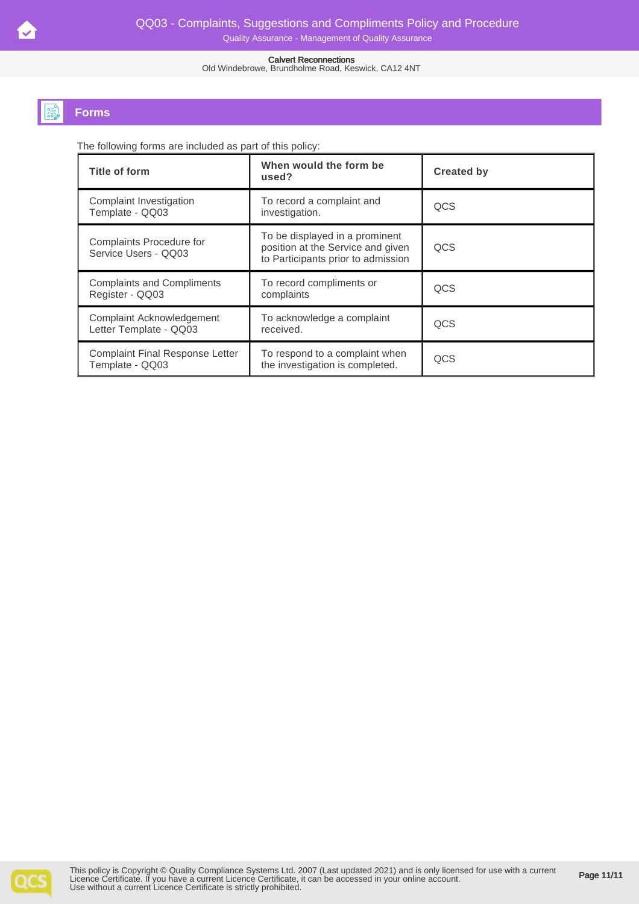## Forms

The following forms are included as part of this policy:

| Title of form | When would the form be used? | Created by |
|---|---|---|
| Complaint Investigation Template - QQ03 | To record a complaint and investigation. | QCS |
| Complaints Procedure for Service Users - QQ03 | To be displayed in a prominent position at the Service and given to Participants prior to admission | QCS |
| Complaints and Compliments Register - QQ03 | To record compliments or complaints | QCS |
| Complaint Acknowledgement Letter Template - QQ03 | To acknowledge a complaint received. | QCS |
| Complaint Final Response Letter Template - QQ03 | To respond to a complaint when the investigation is completed. | QCS |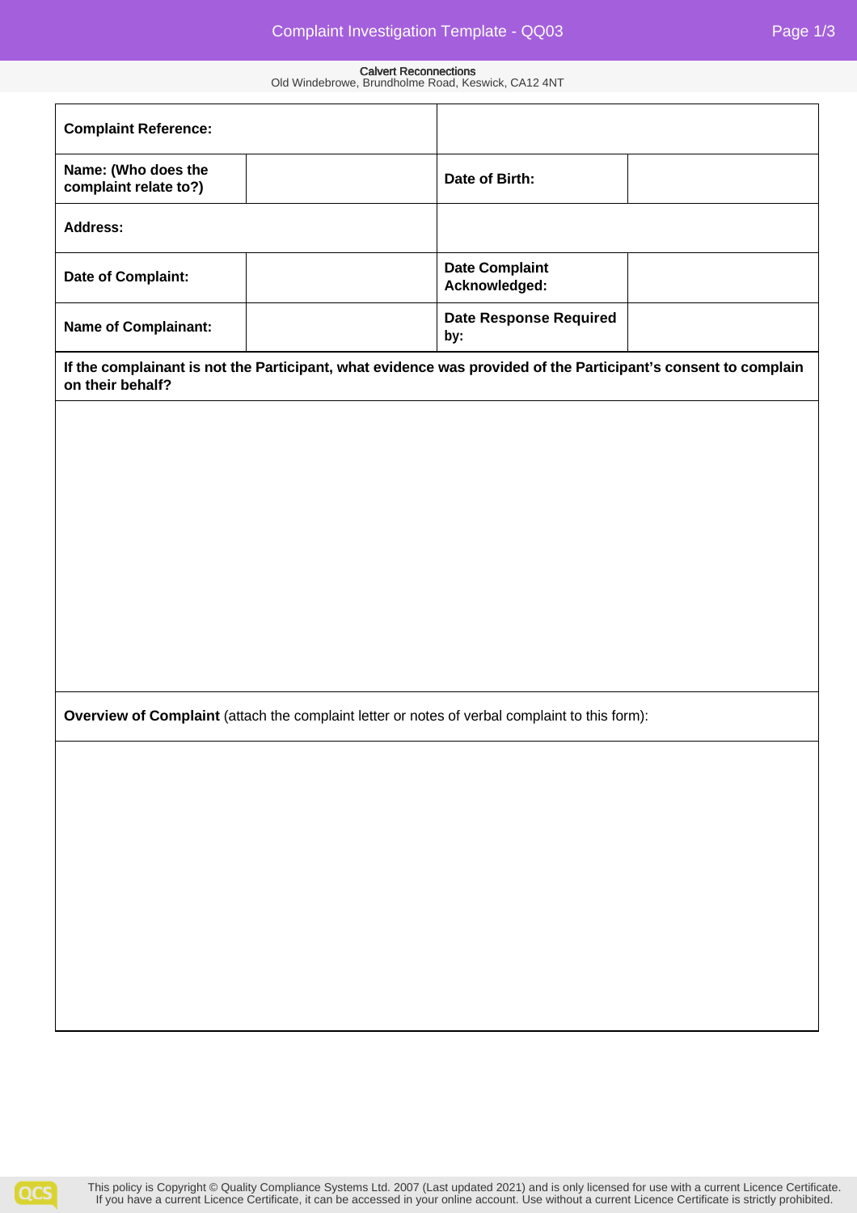**Calvert Reconnections**
Old Windebrowe, Brundholme Road, Keswick, CA12 4NT

| | | | |
|---|---|---|---|
| **Complaint Reference:** | | | |
| **Name: (Who does the complaint relate to?)** | | **Date of Birth:** | |
| **Address:** | | | |
| **Date of Complaint:** | | **Date Complaint Acknowledged:** | |
| **Name of Complainant:** | | **Date Response Required by:** | |

**If the complainant is not the Participant, what evidence was provided of the Participant's consent to complain on their behalf?**

**Overview of Complaint** (attach the complaint letter or notes of verbal complaint to this form):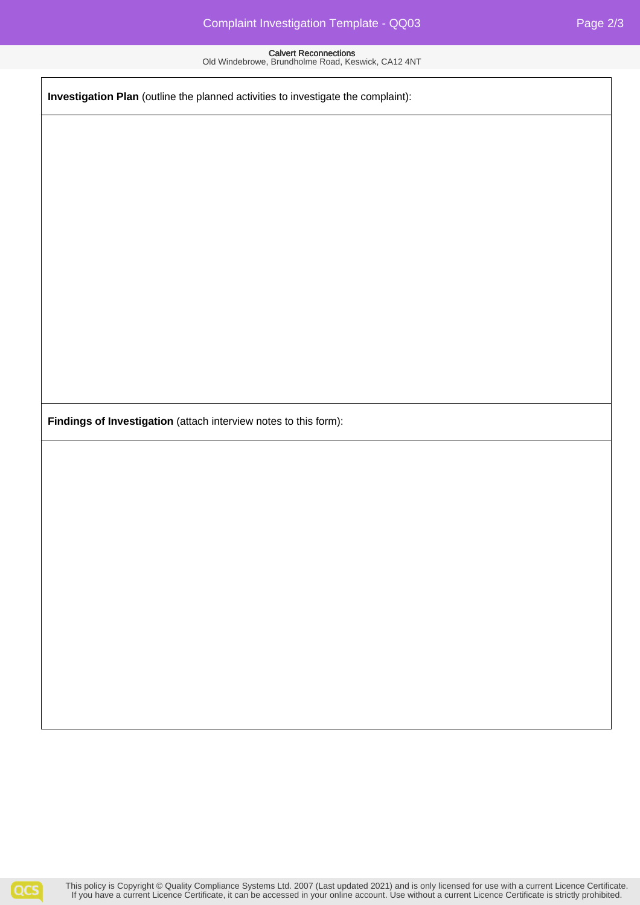| **Investigation Plan** (outline the planned activities to investigate the complaint): |
| --- |
| |
| **Findings of Investigation** (attach interview notes to this form): |
| |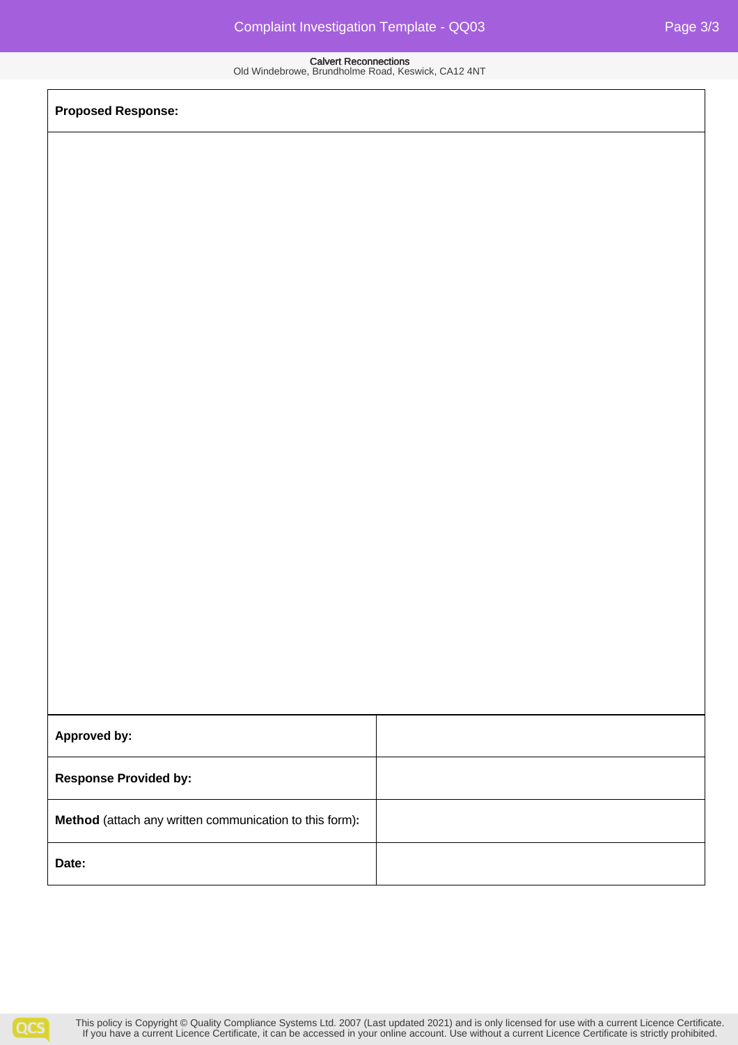| **Proposed Response:** | |
|---|---|
| | |
| **Approved by:** | |
| **Response Provided by:** | |
| **Method** (attach any written communication to this form)**:** | |
| **Date:** | |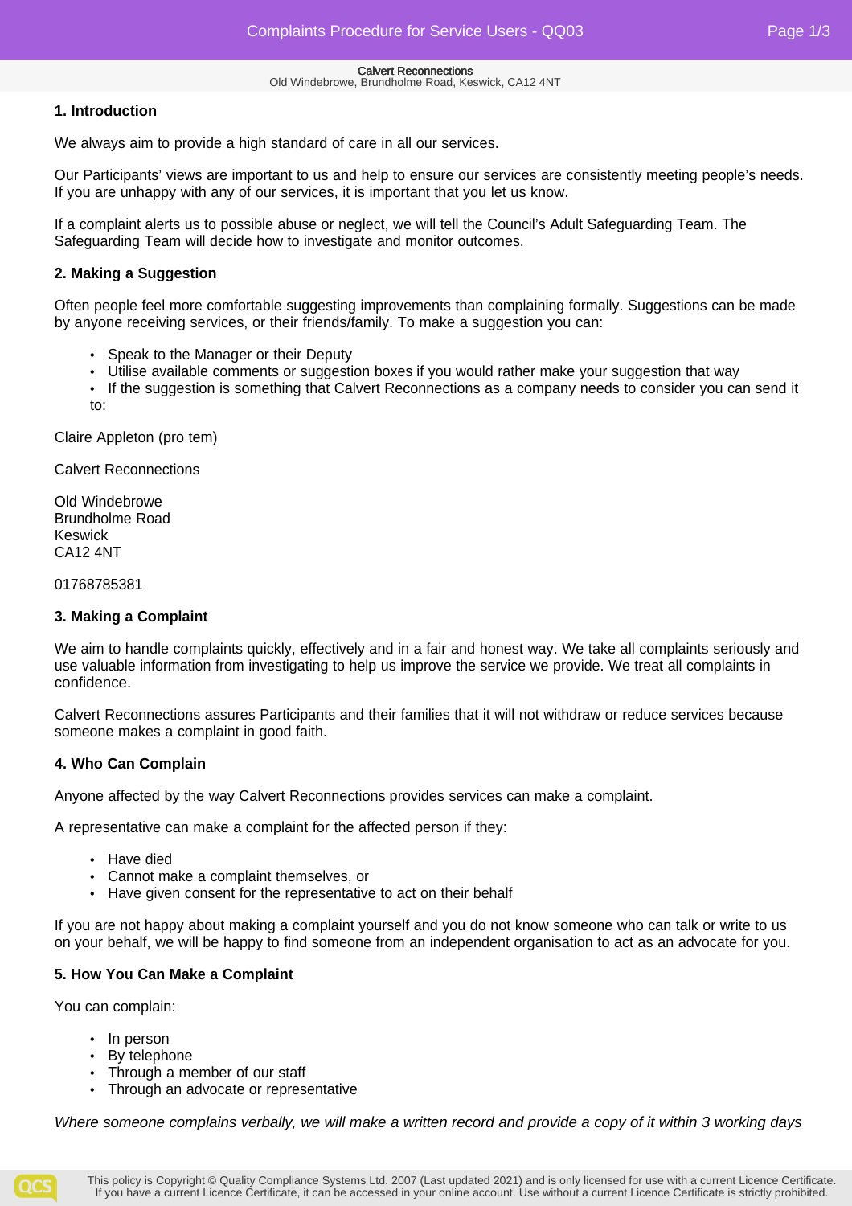## 1. Introduction

We always aim to provide a high standard of care in all our services.

Our Participants' views are important to us and help to ensure our services are consistently meeting people's needs. If you are unhappy with any of our services, it is important that you let us know.

If a complaint alerts us to possible abuse or neglect, we will tell the Council's Adult Safeguarding Team. The Safeguarding Team will decide how to investigate and monitor outcomes.

## 2. Making a Suggestion

Often people feel more comfortable suggesting improvements than complaining formally. Suggestions can be made by anyone receiving services, or their friends/family. To make a suggestion you can:

- Speak to the Manager or their Deputy
- Utilise available comments or suggestion boxes if you would rather make your suggestion that way
- If the suggestion is something that Calvert Reconnections as a company needs to consider you can send it to:

Claire Appleton (pro tem)

Calvert Reconnections

Old Windebrowe
Brundholme Road
Keswick
CA12 4NT

01768785381

## 3. Making a Complaint

We aim to handle complaints quickly, effectively and in a fair and honest way. We take all complaints seriously and use valuable information from investigating to help us improve the service we provide. We treat all complaints in confidence.

Calvert Reconnections assures Participants and their families that it will not withdraw or reduce services because someone makes a complaint in good faith.

## 4. Who Can Complain

Anyone affected by the way Calvert Reconnections provides services can make a complaint.

A representative can make a complaint for the affected person if they:

- Have died
- Cannot make a complaint themselves, or
- Have given consent for the representative to act on their behalf

If you are not happy about making a complaint yourself and you do not know someone who can talk or write to us on your behalf, we will be happy to find someone from an independent organisation to act as an advocate for you.

## 5. How You Can Make a Complaint

You can complain:

- In person
- By telephone
- Through a member of our staff
- Through an advocate or representative

*Where someone complains verbally, we will make a written record and provide a copy of it within 3 working days*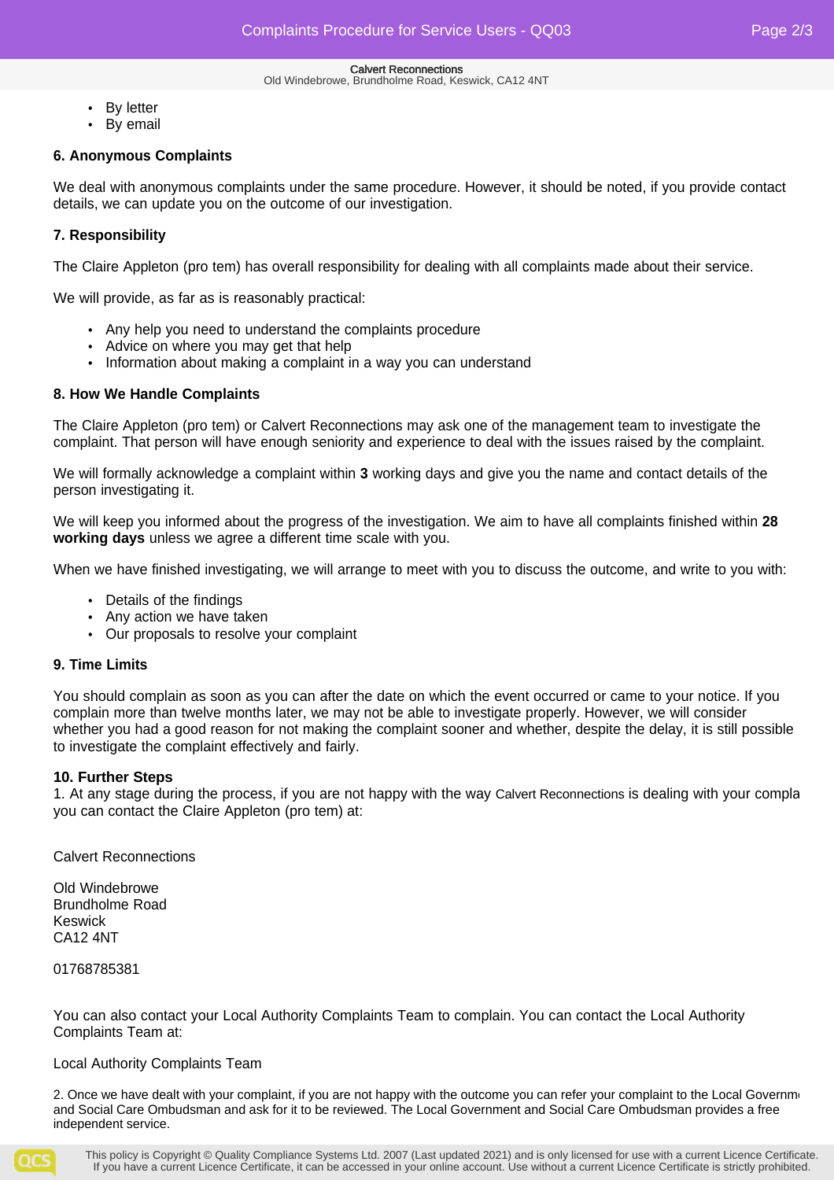- By letter
- By email

**6. Anonymous Complaints**

We deal with anonymous complaints under the same procedure. However, it should be noted, if you provide contact details, we can update you on the outcome of our investigation.

**7. Responsibility**

The Claire Appleton (pro tem) has overall responsibility for dealing with all complaints made about their service.

We will provide, as far as is reasonably practical:

- Any help you need to understand the complaints procedure
- Advice on where you may get that help
- Information about making a complaint in a way you can understand

**8. How We Handle Complaints**

The Claire Appleton (pro tem) or Calvert Reconnections may ask one of the management team to investigate the complaint. That person will have enough seniority and experience to deal with the issues raised by the complaint.

We will formally acknowledge a complaint within **3** working days and give you the name and contact details of the person investigating it.

We will keep you informed about the progress of the investigation. We aim to have all complaints finished within **28 working days** unless we agree a different time scale with you.

When we have finished investigating, we will arrange to meet with you to discuss the outcome, and write to you with:

- Details of the findings
- Any action we have taken
- Our proposals to resolve your complaint

**9. Time Limits**

You should complain as soon as you can after the date on which the event occurred or came to your notice. If you complain more than twelve months later, we may not be able to investigate properly. However, we will consider whether you had a good reason for not making the complaint sooner and whether, despite the delay, it is still possible to investigate the complaint effectively and fairly.

**10. Further Steps**

1. At any stage during the process, if you are not happy with the way Calvert Reconnections is dealing with your compla you can contact the Claire Appleton (pro tem) at:

Calvert Reconnections

Old Windebrowe
Brundholme Road
Keswick
CA12 4NT

01768785381

You can also contact your Local Authority Complaints Team to complain. You can contact the Local Authority Complaints Team at:

Local Authority Complaints Team

2. Once we have dealt with your complaint, if you are not happy with the outcome you can refer your complaint to the Local Governm and Social Care Ombudsman and ask for it to be reviewed. The Local Government and Social Care Ombudsman provides a free independent service.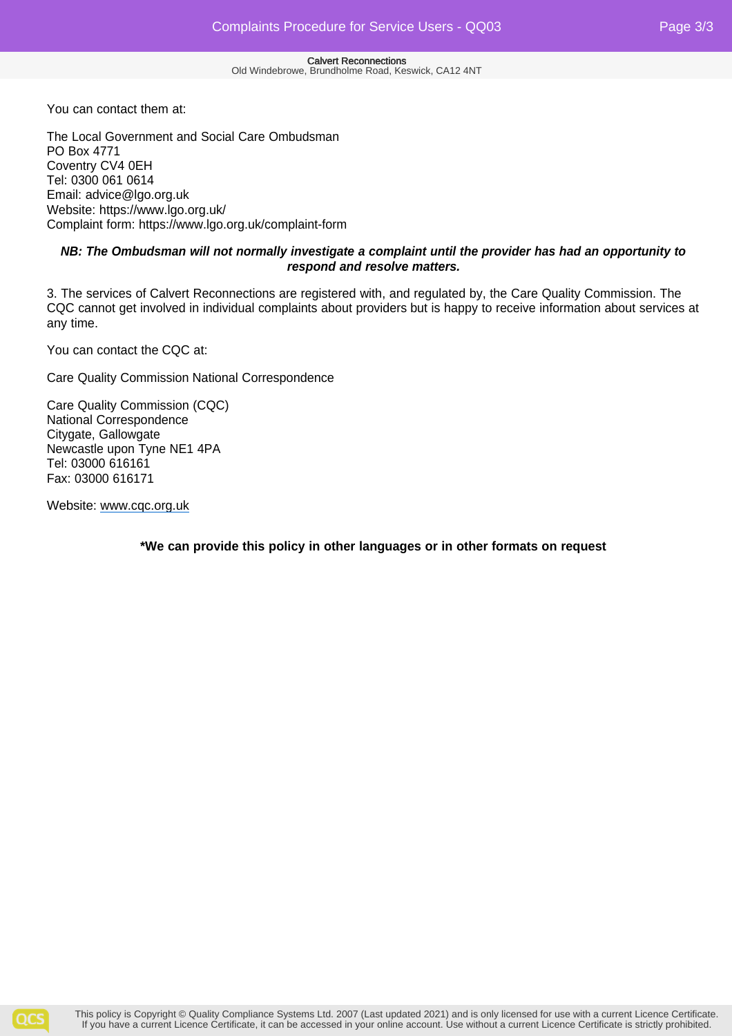You can contact them at:

The Local Government and Social Care Ombudsman
PO Box 4771
Coventry CV4 0EH
Tel: 0300 061 0614
Email: advice@lgo.org.uk
Website: https://www.lgo.org.uk/
Complaint form: https://www.lgo.org.uk/complaint-form

***NB: The Ombudsman will not normally investigate a complaint until the provider has had an opportunity to respond and resolve matters.***

3. The services of Calvert Reconnections are registered with, and regulated by, the Care Quality Commission. The CQC cannot get involved in individual complaints about providers but is happy to receive information about services at any time.

You can contact the CQC at:

Care Quality Commission National Correspondence

Care Quality Commission (CQC)
National Correspondence
Citygate, Gallowgate
Newcastle upon Tyne NE1 4PA
Tel: 03000 616161
Fax: 03000 616171

Website: www.cqc.org.uk

**\*We can provide this policy in other languages or in other formats on request**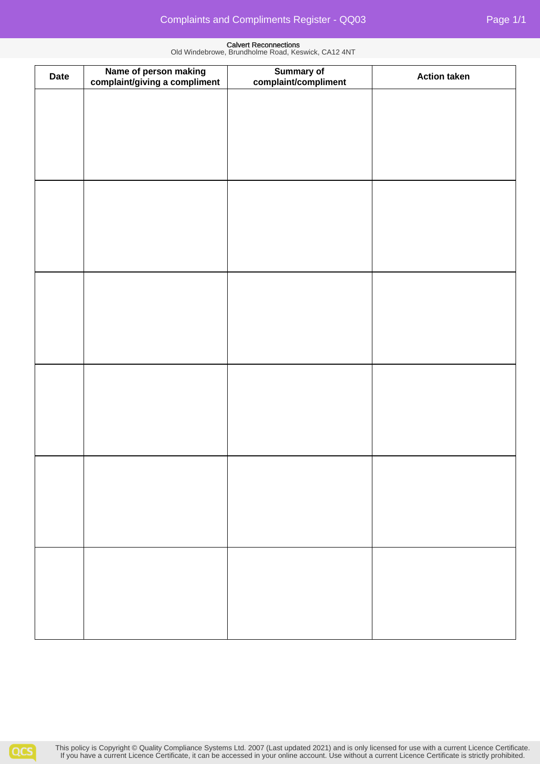# Complaints and Compliments Register - QQ03

**Calvert Reconnections**
Old Windebrowe, Brundholme Road, Keswick, CA12 4NT

| Date | Name of person making complaint/giving a compliment | Summary of complaint/compliment | Action taken |
|---|---|---|---|
| | | | |
| | | | |
| | | | |
| | | | |
| | | | |
| | | | |

This policy is Copyright © Quality Compliance Systems Ltd. 2007 (Last updated 2021) and is only licensed for use with a current Licence Certificate. If you have a current Licence Certificate, it can be accessed in your online account. Use without a current Licence Certificate is strictly prohibited.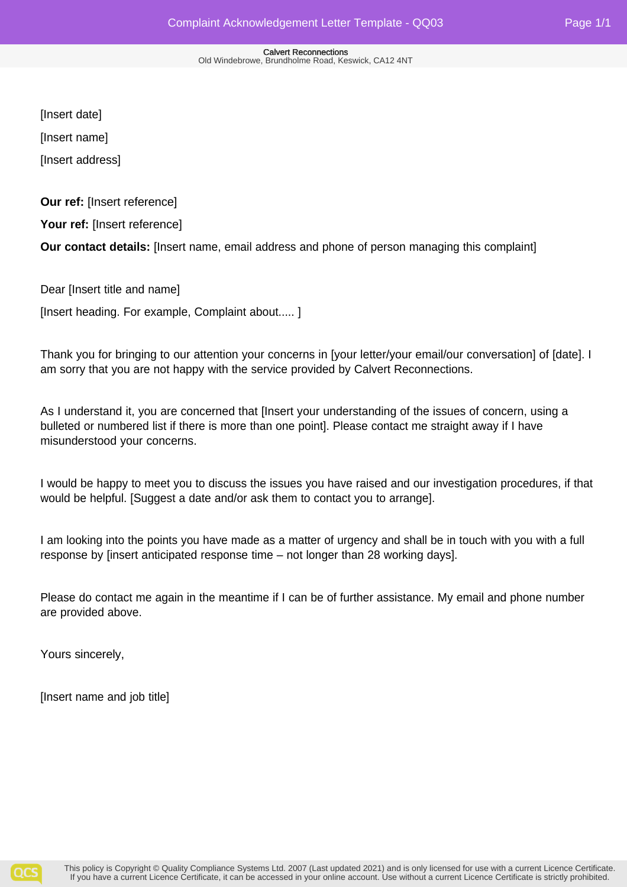Calvert Reconnections
Old Windebrowe, Brundholme Road, Keswick, CA12 4NT

[Insert date]

[Insert name]

[Insert address]

**Our ref:** [Insert reference]

**Your ref:** [Insert reference]

**Our contact details:** [Insert name, email address and phone of person managing this complaint]

Dear [Insert title and name]

[Insert heading. For example, Complaint about..... ]

Thank you for bringing to our attention your concerns in [your letter/your email/our conversation] of [date]. I am sorry that you are not happy with the service provided by Calvert Reconnections.

As I understand it, you are concerned that [Insert your understanding of the issues of concern, using a bulleted or numbered list if there is more than one point]. Please contact me straight away if I have misunderstood your concerns.

I would be happy to meet you to discuss the issues you have raised and our investigation procedures, if that would be helpful. [Suggest a date and/or ask them to contact you to arrange].

I am looking into the points you have made as a matter of urgency and shall be in touch with you with a full response by [insert anticipated response time – not longer than 28 working days].

Please do contact me again in the meantime if I can be of further assistance. My email and phone number are provided above.

Yours sincerely,

[Insert name and job title]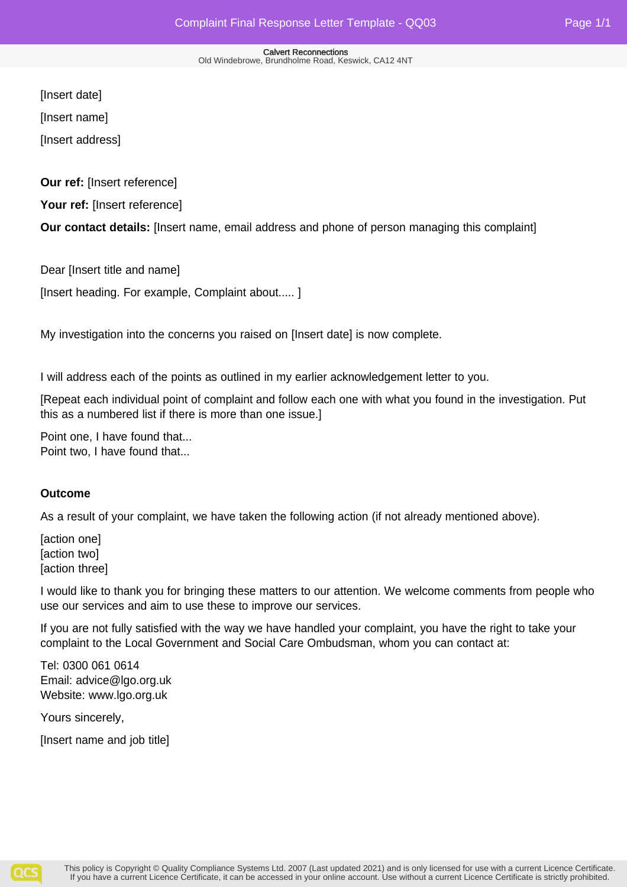[Insert date]

[Insert name]

[Insert address]

**Our ref:** [Insert reference]

**Your ref:** [Insert reference]

**Our contact details:** [Insert name, email address and phone of person managing this complaint]

Dear [Insert title and name]

[Insert heading. For example, Complaint about..... ]

My investigation into the concerns you raised on [Insert date] is now complete.

I will address each of the points as outlined in my earlier acknowledgement letter to you.

[Repeat each individual point of complaint and follow each one with what you found in the investigation. Put this as a numbered list if there is more than one issue.]

Point one, I have found that...
Point two, I have found that...

**Outcome**

As a result of your complaint, we have taken the following action (if not already mentioned above).

[action one]
[action two]
[action three]

I would like to thank you for bringing these matters to our attention. We welcome comments from people who use our services and aim to use these to improve our services.

If you are not fully satisfied with the way we have handled your complaint, you have the right to take your complaint to the Local Government and Social Care Ombudsman, whom you can contact at:

Tel: 0300 061 0614
Email: advice@lgo.org.uk
Website: www.lgo.org.uk

Yours sincerely,

[Insert name and job title]